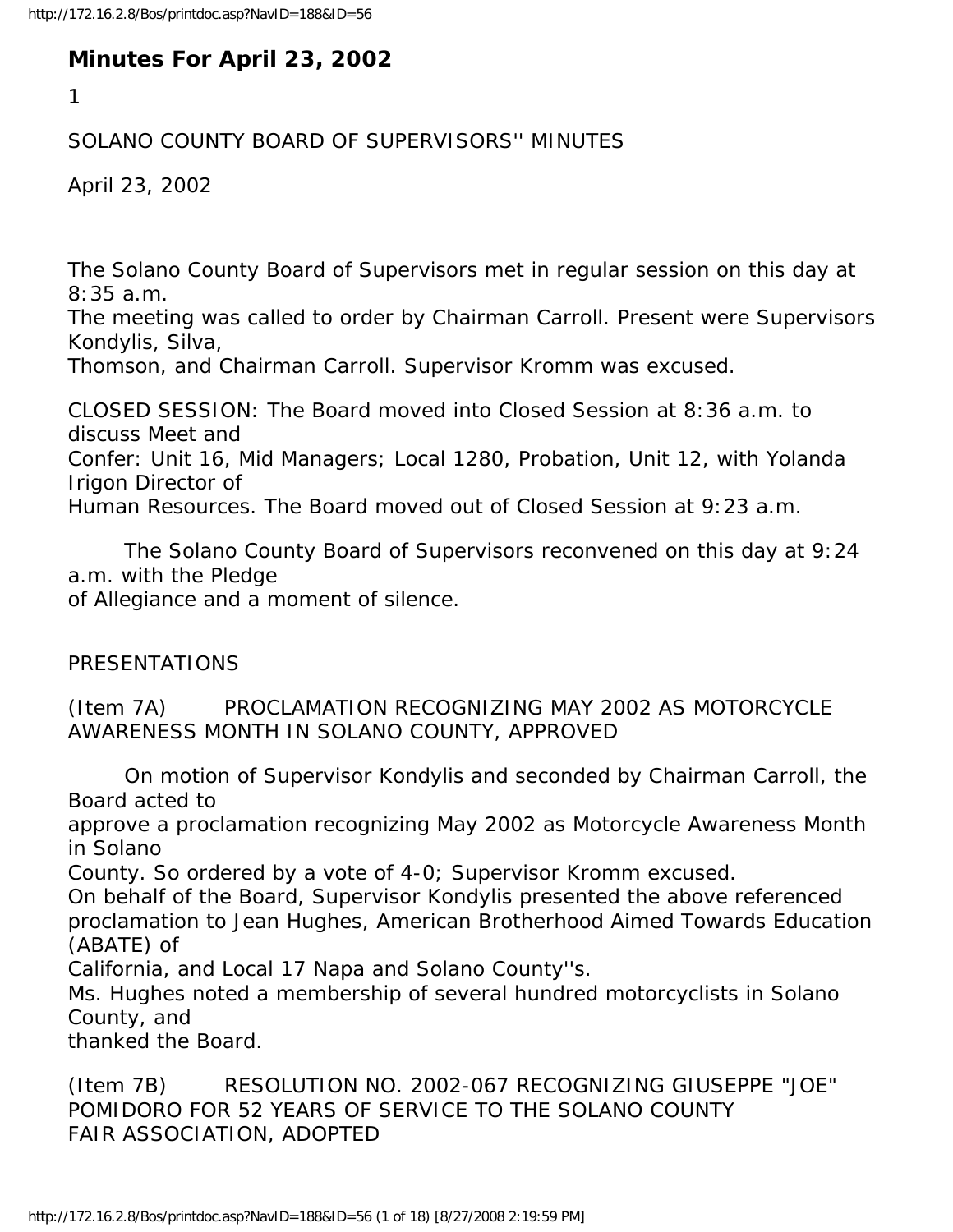# Minutes For April 23, 2002

SOLANO COUNTY BOARD OF SUPERVISORS'' MINUTES

April 23, 2002

The Solano County Board of Supervisors met in regular session on this day at 8:35 a.m.
The meeting was called to order by Chairman Carroll. Present were Supervisors Kondylis, Silva, Thomson, and Chairman Carroll. Supervisor Kromm was excused.

CLOSED SESSION: The Board moved into Closed Session at 8:36 a.m. to discuss Meet and Confer: Unit 16, Mid Managers; Local 1280, Probation, Unit 12, with Yolanda Irigon Director of Human Resources. The Board moved out of Closed Session at 9:23 a.m.

The Solano County Board of Supervisors reconvened on this day at 9:24 a.m. with the Pledge of Allegiance and a moment of silence.

PRESENTATIONS

(Item 7A) PROCLAMATION RECOGNIZING MAY 2002 AS MOTORCYCLE AWARENESS MONTH IN SOLANO COUNTY, APPROVED

On motion of Supervisor Kondylis and seconded by Chairman Carroll, the Board acted to approve a proclamation recognizing May 2002 as Motorcycle Awareness Month in Solano County. So ordered by a vote of 4-0; Supervisor Kromm excused.
On behalf of the Board, Supervisor Kondylis presented the above referenced proclamation to Jean Hughes, American Brotherhood Aimed Towards Education (ABATE) of California, and Local 17 Napa and Solano County''s.
Ms. Hughes noted a membership of several hundred motorcyclists in Solano County, and thanked the Board.

(Item 7B) RESOLUTION NO. 2002-067 RECOGNIZING GIUSEPPE "JOE" POMIDORO FOR 52 YEARS OF SERVICE TO THE SOLANO COUNTY FAIR ASSOCIATION, ADOPTED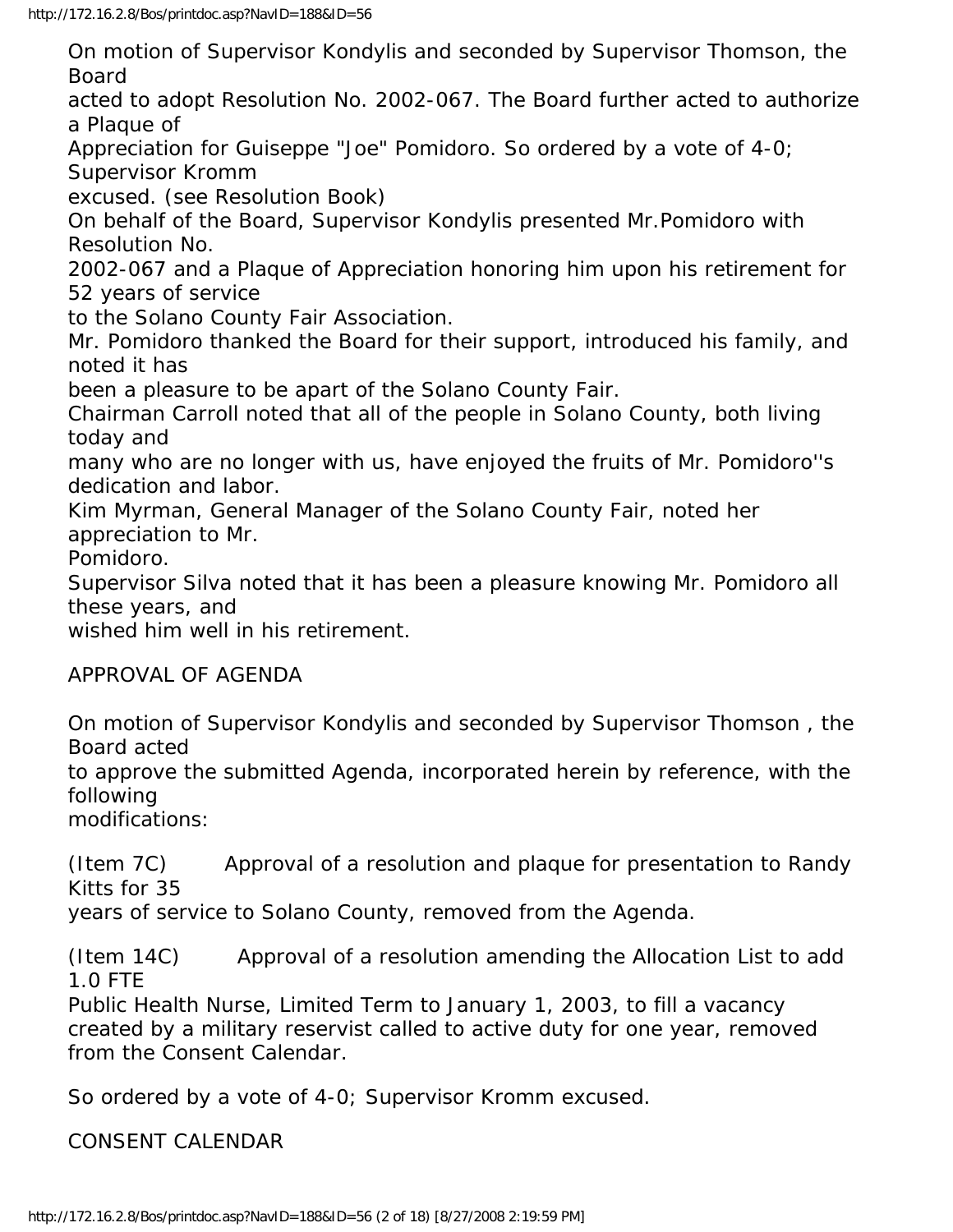On motion of Supervisor Kondylis and seconded by Supervisor Thomson, the Board acted to adopt Resolution No. 2002-067. The Board further acted to authorize a Plaque of Appreciation for Guiseppe "Joe" Pomidoro. So ordered by a vote of 4-0; Supervisor Kromm excused. (see Resolution Book)

On behalf of the Board, Supervisor Kondylis presented Mr.Pomidoro with Resolution No. 2002-067 and a Plaque of Appreciation honoring him upon his retirement for 52 years of service to the Solano County Fair Association.

Mr. Pomidoro thanked the Board for their support, introduced his family, and noted it has been a pleasure to be apart of the Solano County Fair.

Chairman Carroll noted that all of the people in Solano County, both living today and many who are no longer with us, have enjoyed the fruits of Mr. Pomidoro''s dedication and labor.

Kim Myrman, General Manager of the Solano County Fair, noted her appreciation to Mr. Pomidoro.

Supervisor Silva noted that it has been a pleasure knowing Mr. Pomidoro all these years, and wished him well in his retirement.

## APPROVAL OF AGENDA

On motion of Supervisor Kondylis and seconded by Supervisor Thomson , the Board acted to approve the submitted Agenda, incorporated herein by reference, with the following modifications:

(Item 7C) Approval of a resolution and plaque for presentation to Randy Kitts for 35 years of service to Solano County, removed from the Agenda.

(Item 14C) Approval of a resolution amending the Allocation List to add 1.0 FTE Public Health Nurse, Limited Term to January 1, 2003, to fill a vacancy created by a military reservist called to active duty for one year, removed from the Consent Calendar.

So ordered by a vote of 4-0; Supervisor Kromm excused.

## CONSENT CALENDAR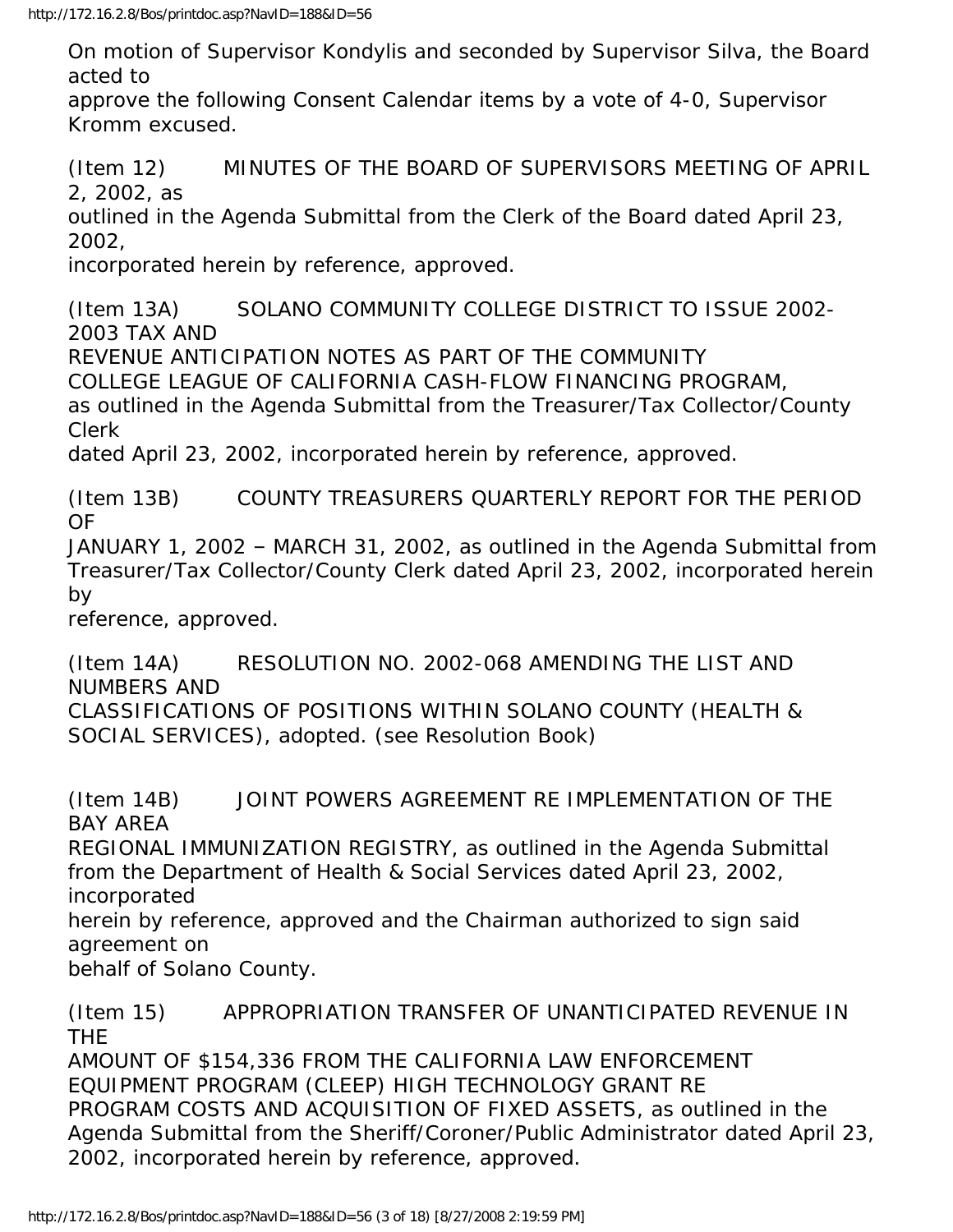On motion of Supervisor Kondylis and seconded by Supervisor Silva, the Board acted to approve the following Consent Calendar items by a vote of 4-0, Supervisor Kromm excused.

(Item 12) MINUTES OF THE BOARD OF SUPERVISORS MEETING OF APRIL 2, 2002, as outlined in the Agenda Submittal from the Clerk of the Board dated April 23, 2002, incorporated herein by reference, approved.

(Item 13A) SOLANO COMMUNITY COLLEGE DISTRICT TO ISSUE 2002-2003 TAX AND REVENUE ANTICIPATION NOTES AS PART OF THE COMMUNITY COLLEGE LEAGUE OF CALIFORNIA CASH-FLOW FINANCING PROGRAM, as outlined in the Agenda Submittal from the Treasurer/Tax Collector/County Clerk dated April 23, 2002, incorporated herein by reference, approved.

(Item 13B) COUNTY TREASURERS QUARTERLY REPORT FOR THE PERIOD OF JANUARY 1, 2002 – MARCH 31, 2002, as outlined in the Agenda Submittal from Treasurer/Tax Collector/County Clerk dated April 23, 2002, incorporated herein by reference, approved.

(Item 14A) RESOLUTION NO. 2002-068 AMENDING THE LIST AND NUMBERS AND CLASSIFICATIONS OF POSITIONS WITHIN SOLANO COUNTY (HEALTH & SOCIAL SERVICES), adopted. (see Resolution Book)

(Item 14B) JOINT POWERS AGREEMENT RE IMPLEMENTATION OF THE BAY AREA REGIONAL IMMUNIZATION REGISTRY, as outlined in the Agenda Submittal from the Department of Health & Social Services dated April 23, 2002, incorporated herein by reference, approved and the Chairman authorized to sign said agreement on behalf of Solano County.

(Item 15) APPROPRIATION TRANSFER OF UNANTICIPATED REVENUE IN THE AMOUNT OF $154,336 FROM THE CALIFORNIA LAW ENFORCEMENT EQUIPMENT PROGRAM (CLEEP) HIGH TECHNOLOGY GRANT RE PROGRAM COSTS AND ACQUISITION OF FIXED ASSETS, as outlined in the Agenda Submittal from the Sheriff/Coroner/Public Administrator dated April 23, 2002, incorporated herein by reference, approved.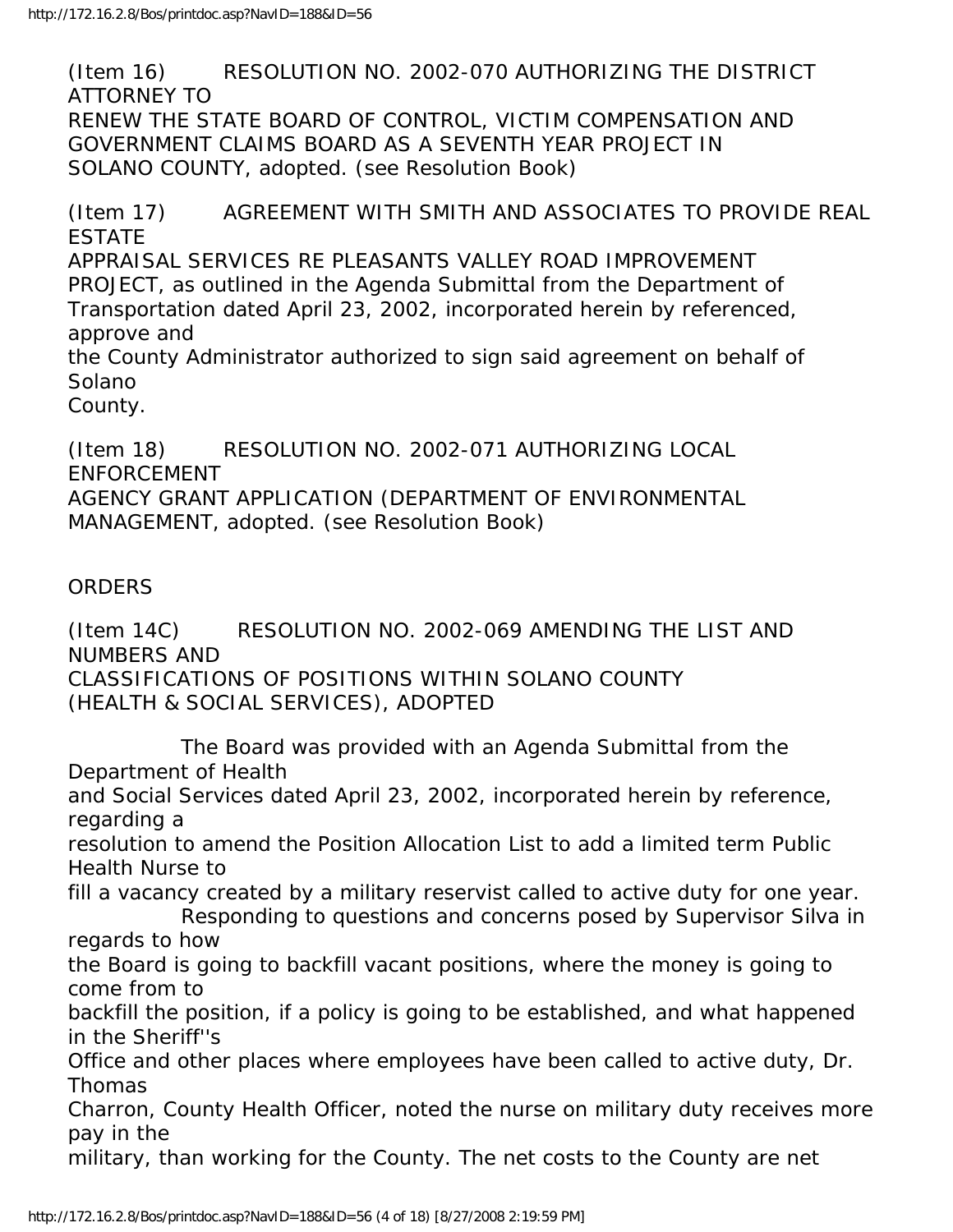(Item 16) RESOLUTION NO. 2002-070 AUTHORIZING THE DISTRICT ATTORNEY TO RENEW THE STATE BOARD OF CONTROL, VICTIM COMPENSATION AND GOVERNMENT CLAIMS BOARD AS A SEVENTH YEAR PROJECT IN SOLANO COUNTY, adopted. (see Resolution Book)

(Item 17) AGREEMENT WITH SMITH AND ASSOCIATES TO PROVIDE REAL ESTATE APPRAISAL SERVICES RE PLEASANTS VALLEY ROAD IMPROVEMENT PROJECT, as outlined in the Agenda Submittal from the Department of Transportation dated April 23, 2002, incorporated herein by referenced, approve and the County Administrator authorized to sign said agreement on behalf of Solano County.

(Item 18) RESOLUTION NO. 2002-071 AUTHORIZING LOCAL ENFORCEMENT AGENCY GRANT APPLICATION (DEPARTMENT OF ENVIRONMENTAL MANAGEMENT, adopted. (see Resolution Book)

ORDERS

(Item 14C) RESOLUTION NO. 2002-069 AMENDING THE LIST AND NUMBERS AND CLASSIFICATIONS OF POSITIONS WITHIN SOLANO COUNTY (HEALTH & SOCIAL SERVICES), ADOPTED

The Board was provided with an Agenda Submittal from the Department of Health and Social Services dated April 23, 2002, incorporated herein by reference, regarding a resolution to amend the Position Allocation List to add a limited term Public Health Nurse to fill a vacancy created by a military reservist called to active duty for one year.

Responding to questions and concerns posed by Supervisor Silva in regards to how the Board is going to backfill vacant positions, where the money is going to come from to backfill the position, if a policy is going to be established, and what happened in the Sheriff''s Office and other places where employees have been called to active duty, Dr. Thomas Charron, County Health Officer, noted the nurse on military duty receives more pay in the military, than working for the County. The net costs to the County are net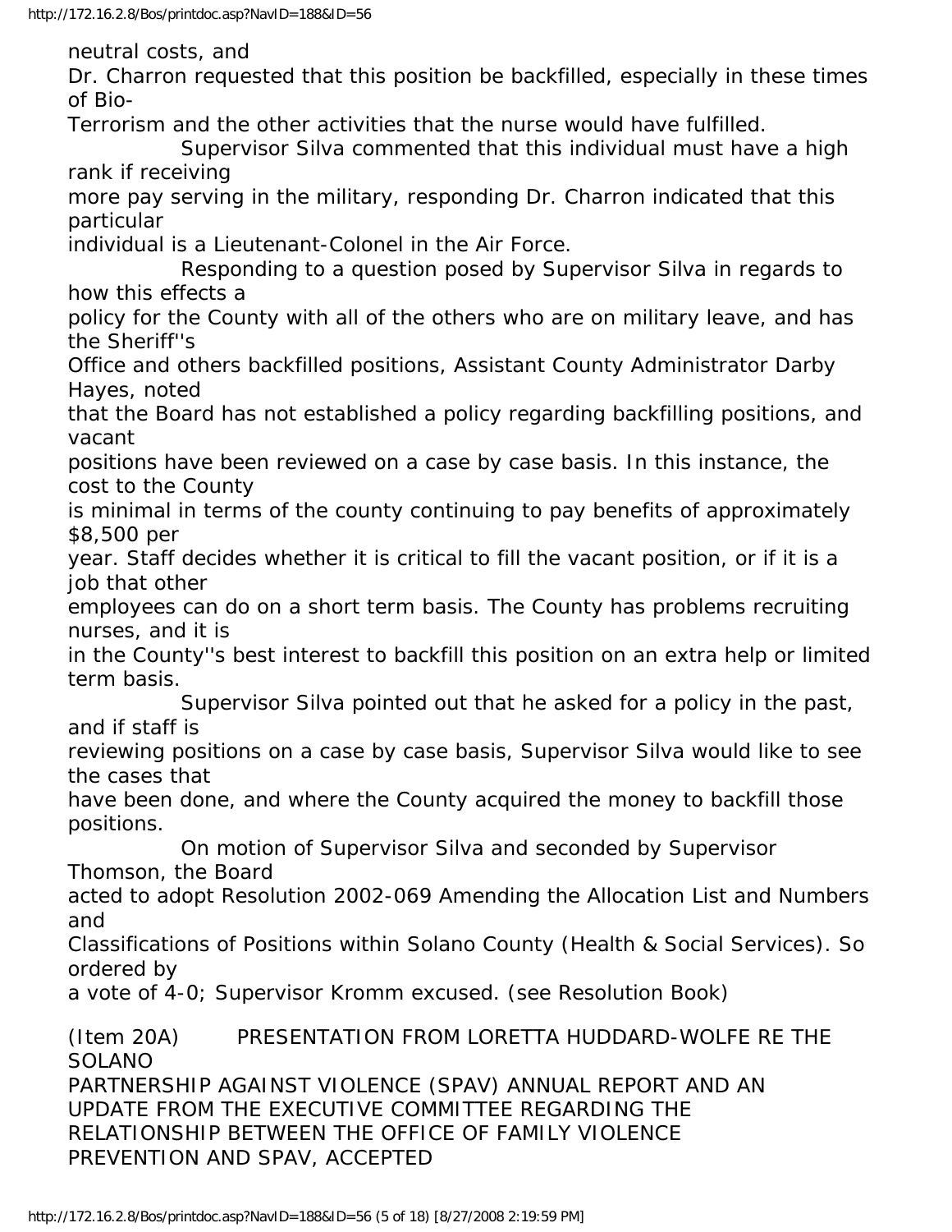neutral costs, and Dr. Charron requested that this position be backfilled, especially in these times of Bio-Terrorism and the other activities that the nurse would have fulfilled.

Supervisor Silva commented that this individual must have a high rank if receiving more pay serving in the military, responding Dr. Charron indicated that this particular individual is a Lieutenant-Colonel in the Air Force.

Responding to a question posed by Supervisor Silva in regards to how this effects a policy for the County with all of the others who are on military leave, and has the Sheriff''s Office and others backfilled positions, Assistant County Administrator Darby Hayes, noted that the Board has not established a policy regarding backfilling positions, and vacant positions have been reviewed on a case by case basis. In this instance, the cost to the County is minimal in terms of the county continuing to pay benefits of approximately $8,500 per year. Staff decides whether it is critical to fill the vacant position, or if it is a job that other employees can do on a short term basis. The County has problems recruiting nurses, and it is in the County''s best interest to backfill this position on an extra help or limited term basis.

Supervisor Silva pointed out that he asked for a policy in the past, and if staff is reviewing positions on a case by case basis, Supervisor Silva would like to see the cases that have been done, and where the County acquired the money to backfill those positions.

On motion of Supervisor Silva and seconded by Supervisor Thomson, the Board acted to adopt Resolution 2002-069 Amending the Allocation List and Numbers and Classifications of Positions within Solano County (Health & Social Services). So ordered by a vote of 4-0; Supervisor Kromm excused. (see Resolution Book)

(Item 20A) PRESENTATION FROM LORETTA HUDDARD-WOLFE RE THE SOLANO PARTNERSHIP AGAINST VIOLENCE (SPAV) ANNUAL REPORT AND AN UPDATE FROM THE EXECUTIVE COMMITTEE REGARDING THE RELATIONSHIP BETWEEN THE OFFICE OF FAMILY VIOLENCE PREVENTION AND SPAV, ACCEPTED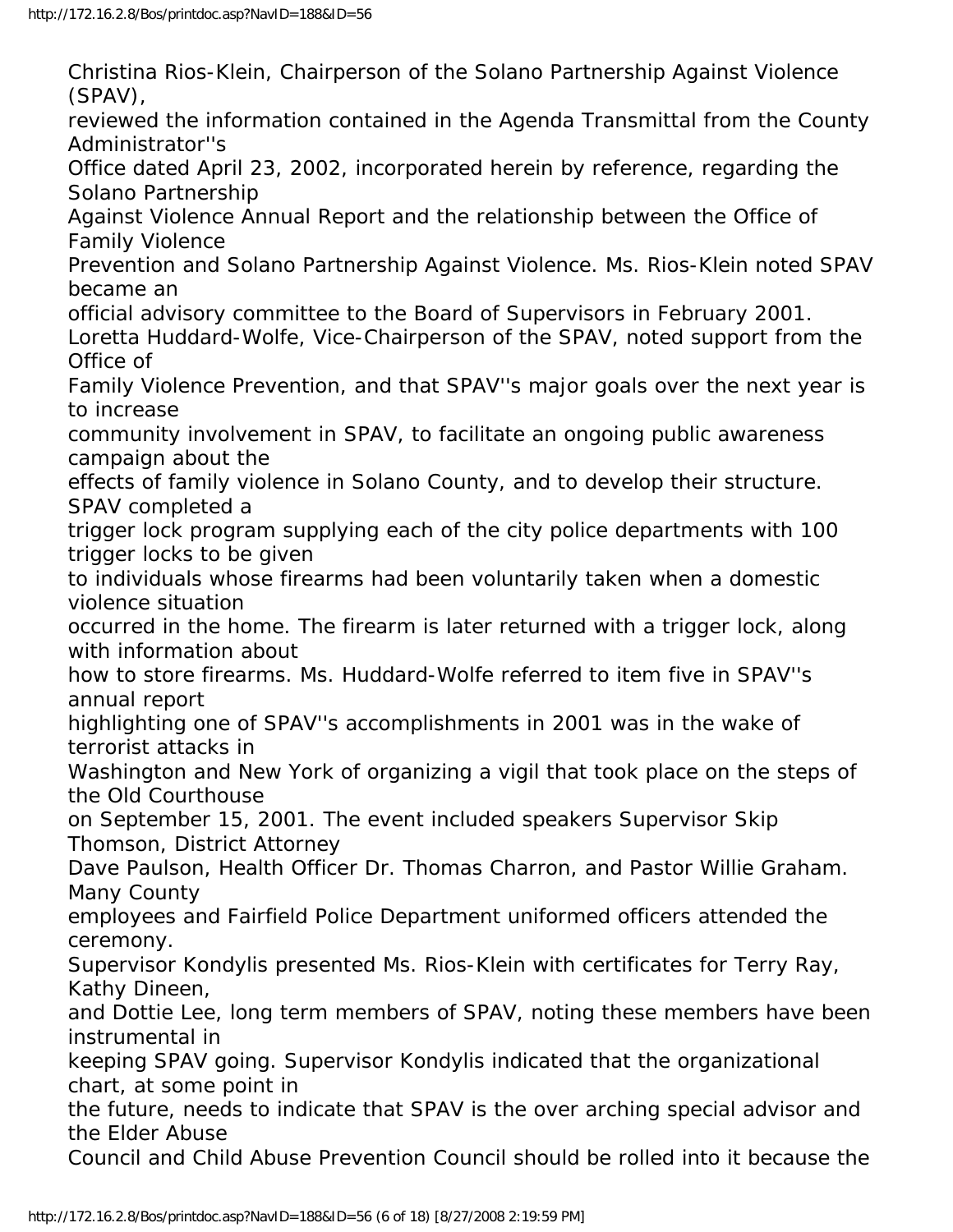Christina Rios-Klein, Chairperson of the Solano Partnership Against Violence (SPAV), reviewed the information contained in the Agenda Transmittal from the County Administrator''s Office dated April 23, 2002, incorporated herein by reference, regarding the Solano Partnership Against Violence Annual Report and the relationship between the Office of Family Violence Prevention and Solano Partnership Against Violence. Ms. Rios-Klein noted SPAV became an official advisory committee to the Board of Supervisors in February 2001.

Loretta Huddard-Wolfe, Vice-Chairperson of the SPAV, noted support from the Office of Family Violence Prevention, and that SPAV''s major goals over the next year is to increase community involvement in SPAV, to facilitate an ongoing public awareness campaign about the effects of family violence in Solano County, and to develop their structure. SPAV completed a trigger lock program supplying each of the city police departments with 100 trigger locks to be given to individuals whose firearms had been voluntarily taken when a domestic violence situation occurred in the home. The firearm is later returned with a trigger lock, along with information about how to store firearms. Ms. Huddard-Wolfe referred to item five in SPAV''s annual report highlighting one of SPAV''s accomplishments in 2001 was in the wake of terrorist attacks in Washington and New York of organizing a vigil that took place on the steps of the Old Courthouse on September 15, 2001. The event included speakers Supervisor Skip Thomson, District Attorney Dave Paulson, Health Officer Dr. Thomas Charron, and Pastor Willie Graham. Many County employees and Fairfield Police Department uniformed officers attended the ceremony.

Supervisor Kondylis presented Ms. Rios-Klein with certificates for Terry Ray, Kathy Dineen, and Dottie Lee, long term members of SPAV, noting these members have been instrumental in keeping SPAV going. Supervisor Kondylis indicated that the organizational chart, at some point in the future, needs to indicate that SPAV is the over arching special advisor and the Elder Abuse Council and Child Abuse Prevention Council should be rolled into it because the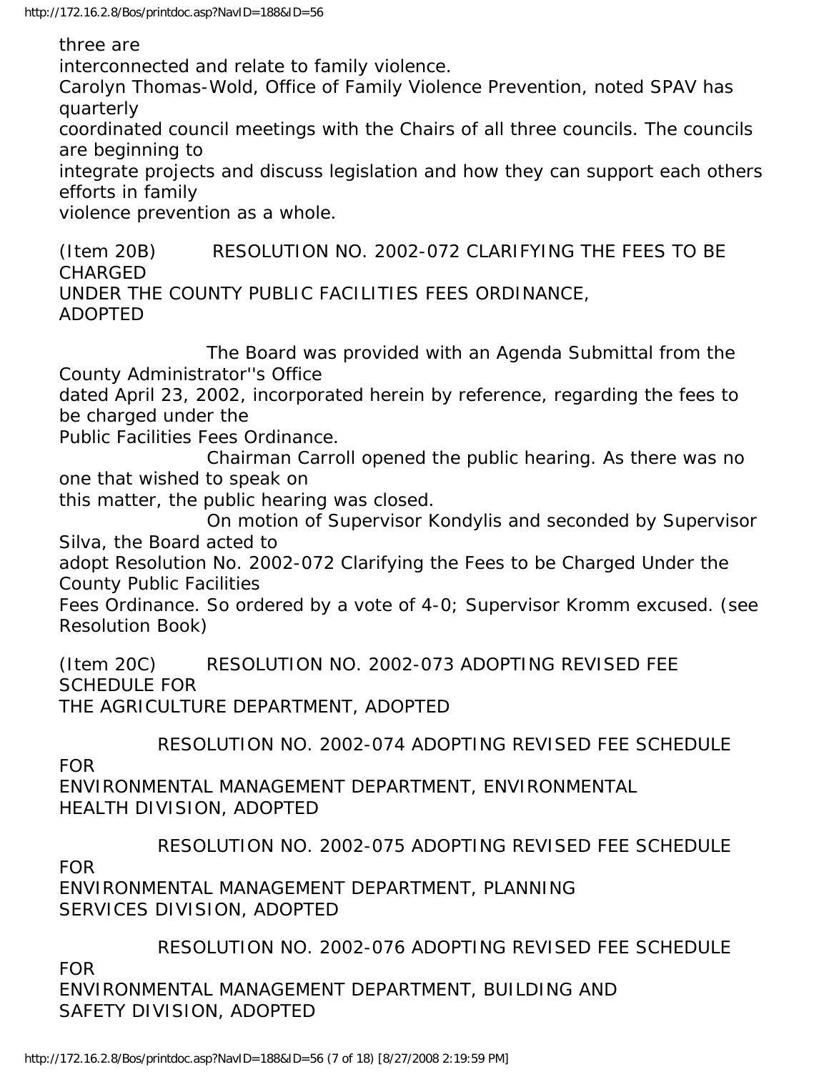three are interconnected and relate to family violence.

Carolyn Thomas-Wold, Office of Family Violence Prevention, noted SPAV has quarterly coordinated council meetings with the Chairs of all three councils. The councils are beginning to integrate projects and discuss legislation and how they can support each others efforts in family violence prevention as a whole.

(Item 20B) RESOLUTION NO. 2002-072 CLARIFYING THE FEES TO BE CHARGED UNDER THE COUNTY PUBLIC FACILITIES FEES ORDINANCE, ADOPTED

The Board was provided with an Agenda Submittal from the County Administrator''s Office dated April 23, 2002, incorporated herein by reference, regarding the fees to be charged under the Public Facilities Fees Ordinance.

Chairman Carroll opened the public hearing. As there was no one that wished to speak on this matter, the public hearing was closed.

On motion of Supervisor Kondylis and seconded by Supervisor Silva, the Board acted to adopt Resolution No. 2002-072 Clarifying the Fees to be Charged Under the County Public Facilities Fees Ordinance. So ordered by a vote of 4-0; Supervisor Kromm excused. (see Resolution Book)

(Item 20C) RESOLUTION NO. 2002-073 ADOPTING REVISED FEE SCHEDULE FOR THE AGRICULTURE DEPARTMENT, ADOPTED

RESOLUTION NO. 2002-074 ADOPTING REVISED FEE SCHEDULE FOR ENVIRONMENTAL MANAGEMENT DEPARTMENT, ENVIRONMENTAL HEALTH DIVISION, ADOPTED

RESOLUTION NO. 2002-075 ADOPTING REVISED FEE SCHEDULE FOR ENVIRONMENTAL MANAGEMENT DEPARTMENT, PLANNING SERVICES DIVISION, ADOPTED

RESOLUTION NO. 2002-076 ADOPTING REVISED FEE SCHEDULE FOR ENVIRONMENTAL MANAGEMENT DEPARTMENT, BUILDING AND SAFETY DIVISION, ADOPTED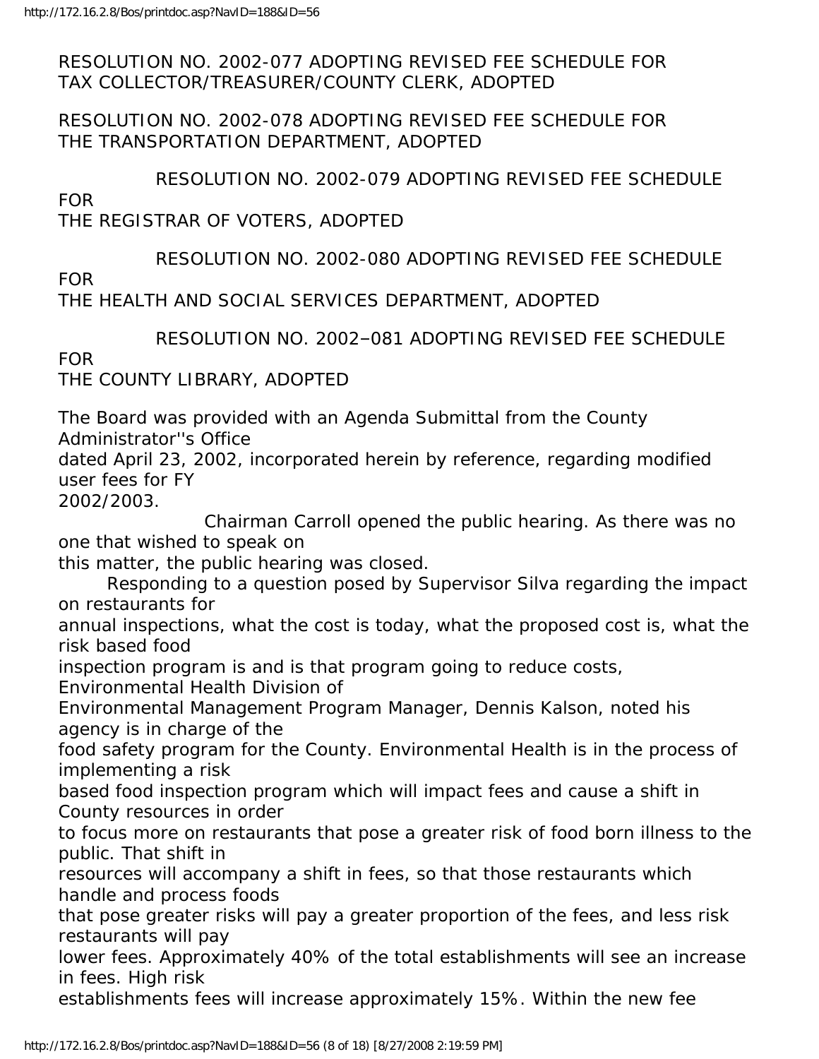RESOLUTION NO. 2002-077 ADOPTING REVISED FEE SCHEDULE FOR TAX COLLECTOR/TREASURER/COUNTY CLERK, ADOPTED

RESOLUTION NO. 2002-078 ADOPTING REVISED FEE SCHEDULE FOR THE TRANSPORTATION DEPARTMENT, ADOPTED

RESOLUTION NO. 2002-079 ADOPTING REVISED FEE SCHEDULE FOR THE REGISTRAR OF VOTERS, ADOPTED

RESOLUTION NO. 2002-080 ADOPTING REVISED FEE SCHEDULE FOR THE HEALTH AND SOCIAL SERVICES DEPARTMENT, ADOPTED

RESOLUTION NO. 2002–081 ADOPTING REVISED FEE SCHEDULE FOR THE COUNTY LIBRARY, ADOPTED

The Board was provided with an Agenda Submittal from the County Administrator''s Office dated April 23, 2002, incorporated herein by reference, regarding modified user fees for FY 2002/2003.

Chairman Carroll opened the public hearing. As there was no one that wished to speak on this matter, the public hearing was closed.

Responding to a question posed by Supervisor Silva regarding the impact on restaurants for annual inspections, what the cost is today, what the proposed cost is, what the risk based food inspection program is and is that program going to reduce costs, Environmental Health Division of Environmental Management Program Manager, Dennis Kalson, noted his agency is in charge of the food safety program for the County. Environmental Health is in the process of implementing a risk based food inspection program which will impact fees and cause a shift in County resources in order to focus more on restaurants that pose a greater risk of food born illness to the public. That shift in resources will accompany a shift in fees, so that those restaurants which handle and process foods that pose greater risks will pay a greater proportion of the fees, and less risk restaurants will pay lower fees. Approximately 40% of the total establishments will see an increase in fees. High risk establishments fees will increase approximately 15%. Within the new fee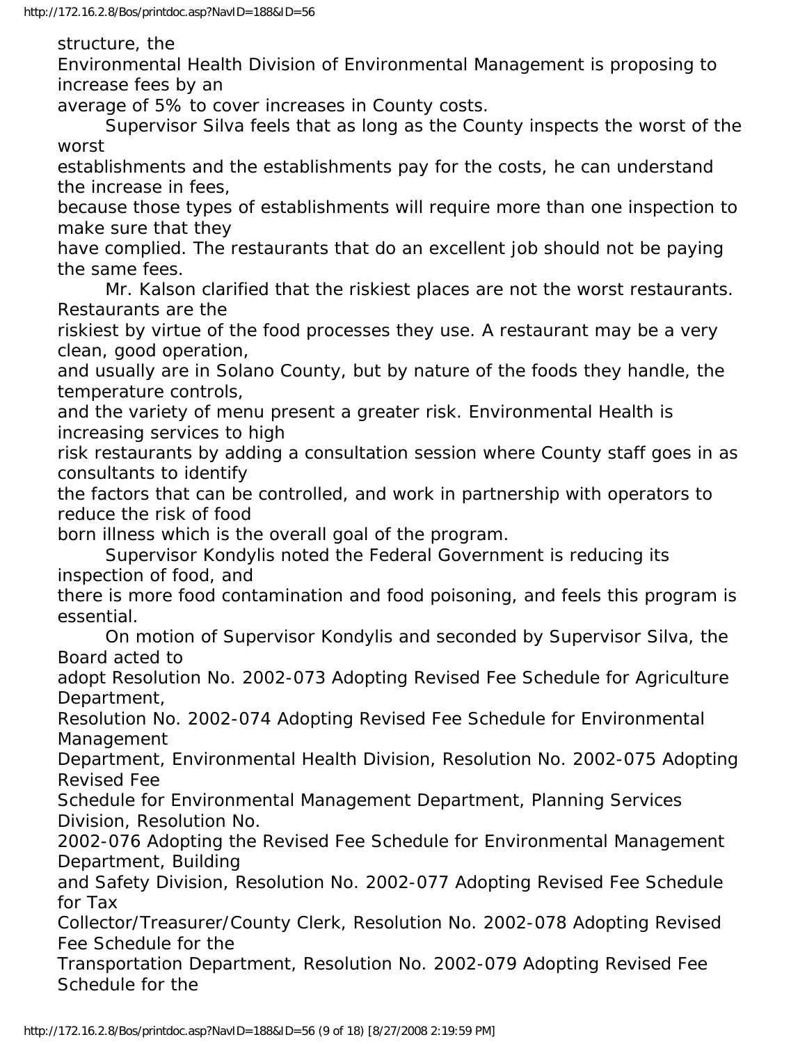structure, the Environmental Health Division of Environmental Management is proposing to increase fees by an average of 5% to cover increases in County costs.

Supervisor Silva feels that as long as the County inspects the worst of the worst establishments and the establishments pay for the costs, he can understand the increase in fees, because those types of establishments will require more than one inspection to make sure that they have complied. The restaurants that do an excellent job should not be paying the same fees.

Mr. Kalson clarified that the riskiest places are not the worst restaurants. Restaurants are the riskiest by virtue of the food processes they use. A restaurant may be a very clean, good operation, and usually are in Solano County, but by nature of the foods they handle, the temperature controls, and the variety of menu present a greater risk. Environmental Health is increasing services to high risk restaurants by adding a consultation session where County staff goes in as consultants to identify the factors that can be controlled, and work in partnership with operators to reduce the risk of food born illness which is the overall goal of the program.

Supervisor Kondylis noted the Federal Government is reducing its inspection of food, and there is more food contamination and food poisoning, and feels this program is essential.

On motion of Supervisor Kondylis and seconded by Supervisor Silva, the Board acted to adopt Resolution No. 2002-073 Adopting Revised Fee Schedule for Agriculture Department, Resolution No. 2002-074 Adopting Revised Fee Schedule for Environmental Management Department, Environmental Health Division, Resolution No. 2002-075 Adopting Revised Fee Schedule for Environmental Management Department, Planning Services Division, Resolution No. 2002-076 Adopting the Revised Fee Schedule for Environmental Management Department, Building and Safety Division, Resolution No. 2002-077 Adopting Revised Fee Schedule for Tax Collector/Treasurer/County Clerk, Resolution No. 2002-078 Adopting Revised Fee Schedule for the Transportation Department, Resolution No. 2002-079 Adopting Revised Fee Schedule for the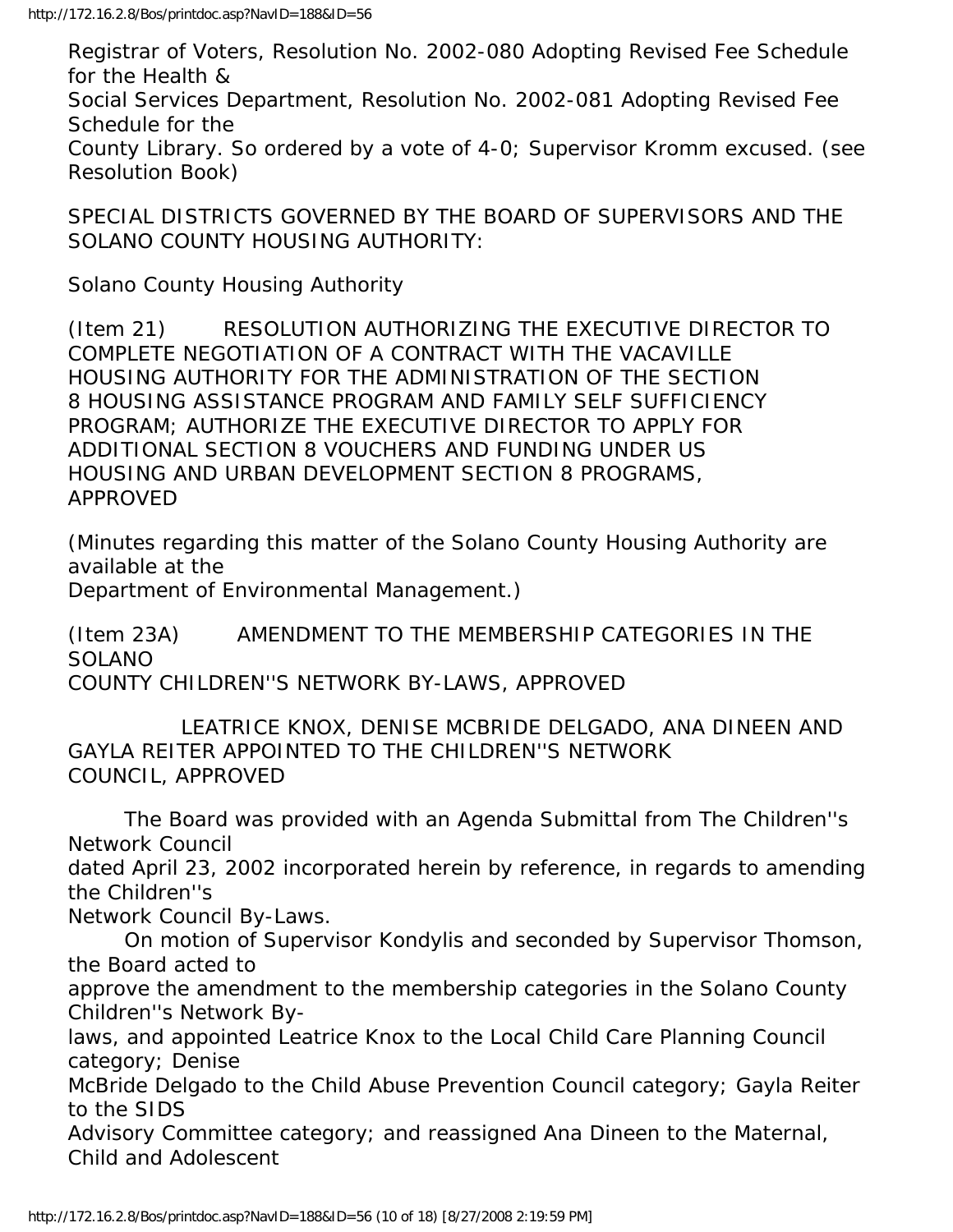Registrar of Voters, Resolution No. 2002-080 Adopting Revised Fee Schedule for the Health & Social Services Department, Resolution No. 2002-081 Adopting Revised Fee Schedule for the County Library. So ordered by a vote of 4-0; Supervisor Kromm excused. (see Resolution Book)

SPECIAL DISTRICTS GOVERNED BY THE BOARD OF SUPERVISORS AND THE SOLANO COUNTY HOUSING AUTHORITY:

Solano County Housing Authority

(Item 21) RESOLUTION AUTHORIZING THE EXECUTIVE DIRECTOR TO COMPLETE NEGOTIATION OF A CONTRACT WITH THE VACAVILLE HOUSING AUTHORITY FOR THE ADMINISTRATION OF THE SECTION 8 HOUSING ASSISTANCE PROGRAM AND FAMILY SELF SUFFICIENCY PROGRAM; AUTHORIZE THE EXECUTIVE DIRECTOR TO APPLY FOR ADDITIONAL SECTION 8 VOUCHERS AND FUNDING UNDER US HOUSING AND URBAN DEVELOPMENT SECTION 8 PROGRAMS, APPROVED

(Minutes regarding this matter of the Solano County Housing Authority are available at the Department of Environmental Management.)

(Item 23A) AMENDMENT TO THE MEMBERSHIP CATEGORIES IN THE SOLANO COUNTY CHILDREN''S NETWORK BY-LAWS, APPROVED

LEATRICE KNOX, DENISE MCBRIDE DELGADO, ANA DINEEN AND GAYLA REITER APPOINTED TO THE CHILDREN''S NETWORK COUNCIL, APPROVED

The Board was provided with an Agenda Submittal from The Children''s Network Council dated April 23, 2002 incorporated herein by reference, in regards to amending the Children''s Network Council By-Laws.

On motion of Supervisor Kondylis and seconded by Supervisor Thomson, the Board acted to approve the amendment to the membership categories in the Solano County Children''s Network By-laws, and appointed Leatrice Knox to the Local Child Care Planning Council category; Denise McBride Delgado to the Child Abuse Prevention Council category; Gayla Reiter to the SIDS Advisory Committee category; and reassigned Ana Dineen to the Maternal, Child and Adolescent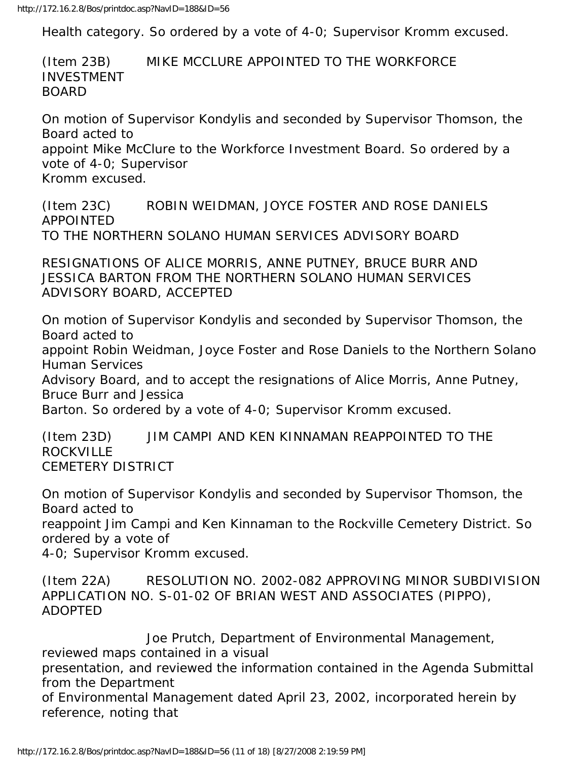Health category. So ordered by a vote of 4-0; Supervisor Kromm excused.

(Item 23B) MIKE MCCLURE APPOINTED TO THE WORKFORCE INVESTMENT BOARD

On motion of Supervisor Kondylis and seconded by Supervisor Thomson, the Board acted to appoint Mike McClure to the Workforce Investment Board. So ordered by a vote of 4-0; Supervisor Kromm excused.

(Item 23C) ROBIN WEIDMAN, JOYCE FOSTER AND ROSE DANIELS APPOINTED TO THE NORTHERN SOLANO HUMAN SERVICES ADVISORY BOARD

RESIGNATIONS OF ALICE MORRIS, ANNE PUTNEY, BRUCE BURR AND JESSICA BARTON FROM THE NORTHERN SOLANO HUMAN SERVICES ADVISORY BOARD, ACCEPTED

On motion of Supervisor Kondylis and seconded by Supervisor Thomson, the Board acted to appoint Robin Weidman, Joyce Foster and Rose Daniels to the Northern Solano Human Services Advisory Board, and to accept the resignations of Alice Morris, Anne Putney, Bruce Burr and Jessica Barton. So ordered by a vote of 4-0; Supervisor Kromm excused.

(Item 23D) JIM CAMPI AND KEN KINNAMAN REAPPOINTED TO THE ROCKVILLE CEMETERY DISTRICT

On motion of Supervisor Kondylis and seconded by Supervisor Thomson, the Board acted to reappoint Jim Campi and Ken Kinnaman to the Rockville Cemetery District. So ordered by a vote of 4-0; Supervisor Kromm excused.

(Item 22A) RESOLUTION NO. 2002-082 APPROVING MINOR SUBDIVISION APPLICATION NO. S-01-02 OF BRIAN WEST AND ASSOCIATES (PIPPO), ADOPTED

Joe Prutch, Department of Environmental Management, reviewed maps contained in a visual presentation, and reviewed the information contained in the Agenda Submittal from the Department of Environmental Management dated April 23, 2002, incorporated herein by reference, noting that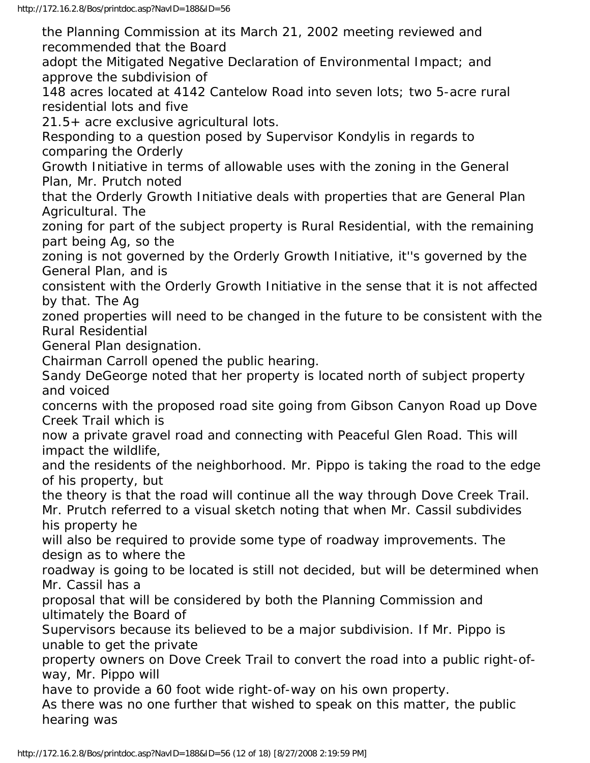the Planning Commission at its March 21, 2002 meeting reviewed and recommended that the Board adopt the Mitigated Negative Declaration of Environmental Impact; and approve the subdivision of 148 acres located at 4142 Cantelow Road into seven lots; two 5-acre rural residential lots and five 21.5+ acre exclusive agricultural lots.

Responding to a question posed by Supervisor Kondylis in regards to comparing the Orderly Growth Initiative in terms of allowable uses with the zoning in the General Plan, Mr. Prutch noted that the Orderly Growth Initiative deals with properties that are General Plan Agricultural. The zoning for part of the subject property is Rural Residential, with the remaining part being Ag, so the zoning is not governed by the Orderly Growth Initiative, it''s governed by the General Plan, and is consistent with the Orderly Growth Initiative in the sense that it is not affected by that. The Ag zoned properties will need to be changed in the future to be consistent with the Rural Residential General Plan designation.

Chairman Carroll opened the public hearing.

Sandy DeGeorge noted that her property is located north of subject property and voiced concerns with the proposed road site going from Gibson Canyon Road up Dove Creek Trail which is now a private gravel road and connecting with Peaceful Glen Road. This will impact the wildlife, and the residents of the neighborhood. Mr. Pippo is taking the road to the edge of his property, but the theory is that the road will continue all the way through Dove Creek Trail.

Mr. Prutch referred to a visual sketch noting that when Mr. Cassil subdivides his property he will also be required to provide some type of roadway improvements. The design as to where the roadway is going to be located is still not decided, but will be determined when Mr. Cassil has a proposal that will be considered by both the Planning Commission and ultimately the Board of Supervisors because its believed to be a major subdivision. If Mr. Pippo is unable to get the private property owners on Dove Creek Trail to convert the road into a public right-of-way, Mr. Pippo will have to provide a 60 foot wide right-of-way on his own property.

As there was no one further that wished to speak on this matter, the public hearing was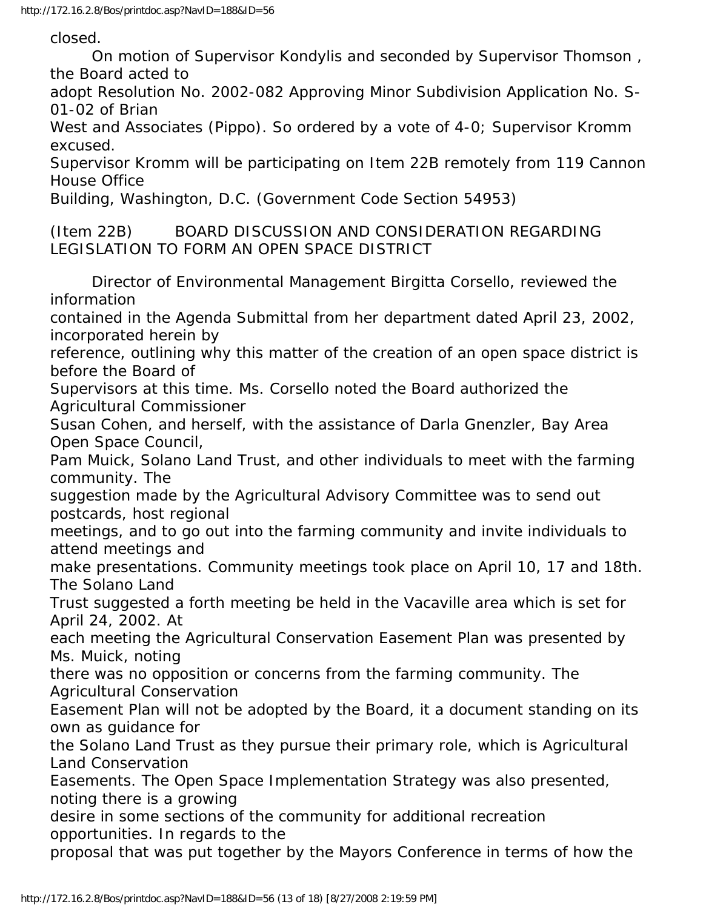closed.

On motion of Supervisor Kondylis and seconded by Supervisor Thomson , the Board acted to adopt Resolution No. 2002-082 Approving Minor Subdivision Application No. S-01-02 of Brian West and Associates (Pippo). So ordered by a vote of 4-0; Supervisor Kromm excused.

Supervisor Kromm will be participating on Item 22B remotely from 119 Cannon House Office Building, Washington, D.C. (Government Code Section 54953)

(Item 22B) BOARD DISCUSSION AND CONSIDERATION REGARDING LEGISLATION TO FORM AN OPEN SPACE DISTRICT

Director of Environmental Management Birgitta Corsello, reviewed the information contained in the Agenda Submittal from her department dated April 23, 2002, incorporated herein by reference, outlining why this matter of the creation of an open space district is before the Board of Supervisors at this time. Ms. Corsello noted the Board authorized the Agricultural Commissioner Susan Cohen, and herself, with the assistance of Darla Gnenzler, Bay Area Open Space Council, Pam Muick, Solano Land Trust, and other individuals to meet with the farming community. The suggestion made by the Agricultural Advisory Committee was to send out postcards, host regional meetings, and to go out into the farming community and invite individuals to attend meetings and make presentations. Community meetings took place on April 10, 17 and 18th. The Solano Land Trust suggested a forth meeting be held in the Vacaville area which is set for April 24, 2002. At each meeting the Agricultural Conservation Easement Plan was presented by Ms. Muick, noting there was no opposition or concerns from the farming community. The Agricultural Conservation Easement Plan will not be adopted by the Board, it a document standing on its own as guidance for the Solano Land Trust as they pursue their primary role, which is Agricultural Land Conservation Easements. The Open Space Implementation Strategy was also presented, noting there is a growing desire in some sections of the community for additional recreation opportunities. In regards to the proposal that was put together by the Mayors Conference in terms of how the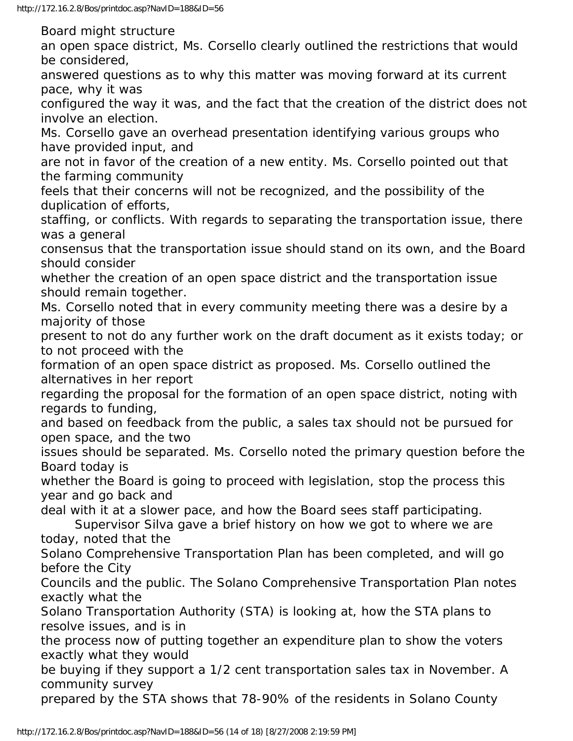Board might structure an open space district, Ms. Corsello clearly outlined the restrictions that would be considered, answered questions as to why this matter was moving forward at its current pace, why it was configured the way it was, and the fact that the creation of the district does not involve an election.

Ms. Corsello gave an overhead presentation identifying various groups who have provided input, and are not in favor of the creation of a new entity. Ms. Corsello pointed out that the farming community feels that their concerns will not be recognized, and the possibility of the duplication of efforts, staffing, or conflicts. With regards to separating the transportation issue, there was a general consensus that the transportation issue should stand on its own, and the Board should consider whether the creation of an open space district and the transportation issue should remain together.

Ms. Corsello noted that in every community meeting there was a desire by a majority of those present to not do any further work on the draft document as it exists today; or to not proceed with the formation of an open space district as proposed. Ms. Corsello outlined the alternatives in her report regarding the proposal for the formation of an open space district, noting with regards to funding, and based on feedback from the public, a sales tax should not be pursued for open space, and the two issues should be separated. Ms. Corsello noted the primary question before the Board today is whether the Board is going to proceed with legislation, stop the process this year and go back and deal with it at a slower pace, and how the Board sees staff participating.

Supervisor Silva gave a brief history on how we got to where we are today, noted that the Solano Comprehensive Transportation Plan has been completed, and will go before the City Councils and the public. The Solano Comprehensive Transportation Plan notes exactly what the Solano Transportation Authority (STA) is looking at, how the STA plans to resolve issues, and is in the process now of putting together an expenditure plan to show the voters exactly what they would be buying if they support a 1/2 cent transportation sales tax in November. A community survey prepared by the STA shows that 78-90% of the residents in Solano County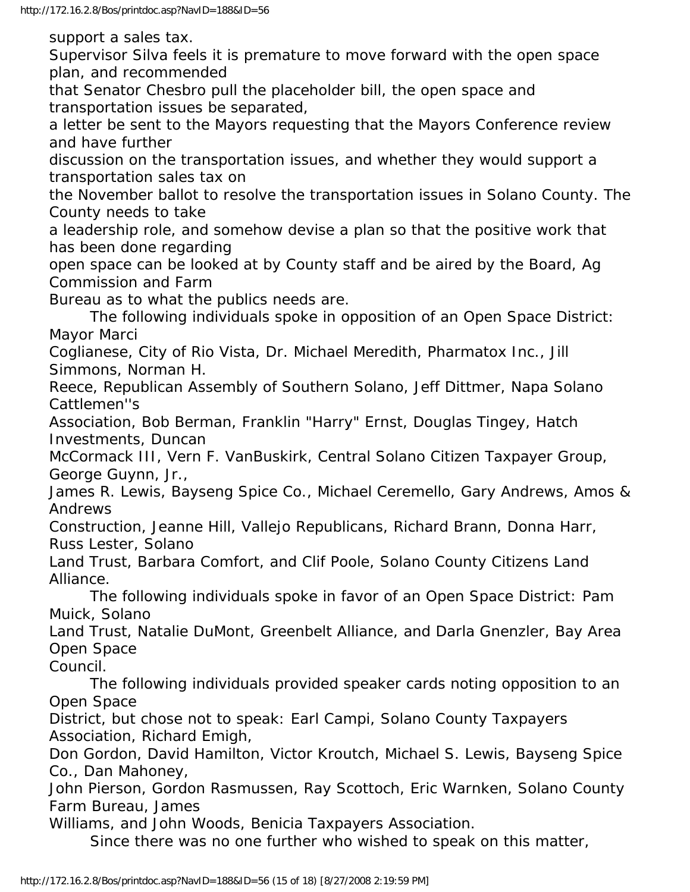support a sales tax.

Supervisor Silva feels it is premature to move forward with the open space plan, and recommended that Senator Chesbro pull the placeholder bill, the open space and transportation issues be separated, a letter be sent to the Mayors requesting that the Mayors Conference review and have further discussion on the transportation issues, and whether they would support a transportation sales tax on the November ballot to resolve the transportation issues in Solano County. The County needs to take a leadership role, and somehow devise a plan so that the positive work that has been done regarding open space can be looked at by County staff and be aired by the Board, Ag Commission and Farm Bureau as to what the publics needs are.

The following individuals spoke in opposition of an Open Space District: Mayor Marci Coglianese, City of Rio Vista, Dr. Michael Meredith, Pharmatox Inc., Jill Simmons, Norman H. Reece, Republican Assembly of Southern Solano, Jeff Dittmer, Napa Solano Cattlemen''s Association, Bob Berman, Franklin "Harry" Ernst, Douglas Tingey, Hatch Investments, Duncan McCormack III, Vern F. VanBuskirk, Central Solano Citizen Taxpayer Group, George Guynn, Jr., James R. Lewis, Bayseng Spice Co., Michael Ceremello, Gary Andrews, Amos & Andrews Construction, Jeanne Hill, Vallejo Republicans, Richard Brann, Donna Harr, Russ Lester, Solano Land Trust, Barbara Comfort, and Clif Poole, Solano County Citizens Land Alliance.

The following individuals spoke in favor of an Open Space District: Pam Muick, Solano Land Trust, Natalie DuMont, Greenbelt Alliance, and Darla Gnenzler, Bay Area Open Space Council.

The following individuals provided speaker cards noting opposition to an Open Space District, but chose not to speak: Earl Campi, Solano County Taxpayers Association, Richard Emigh, Don Gordon, David Hamilton, Victor Kroutch, Michael S. Lewis, Bayseng Spice Co., Dan Mahoney, John Pierson, Gordon Rasmussen, Ray Scottoch, Eric Warnken, Solano County Farm Bureau, James Williams, and John Woods, Benicia Taxpayers Association.

Since there was no one further who wished to speak on this matter,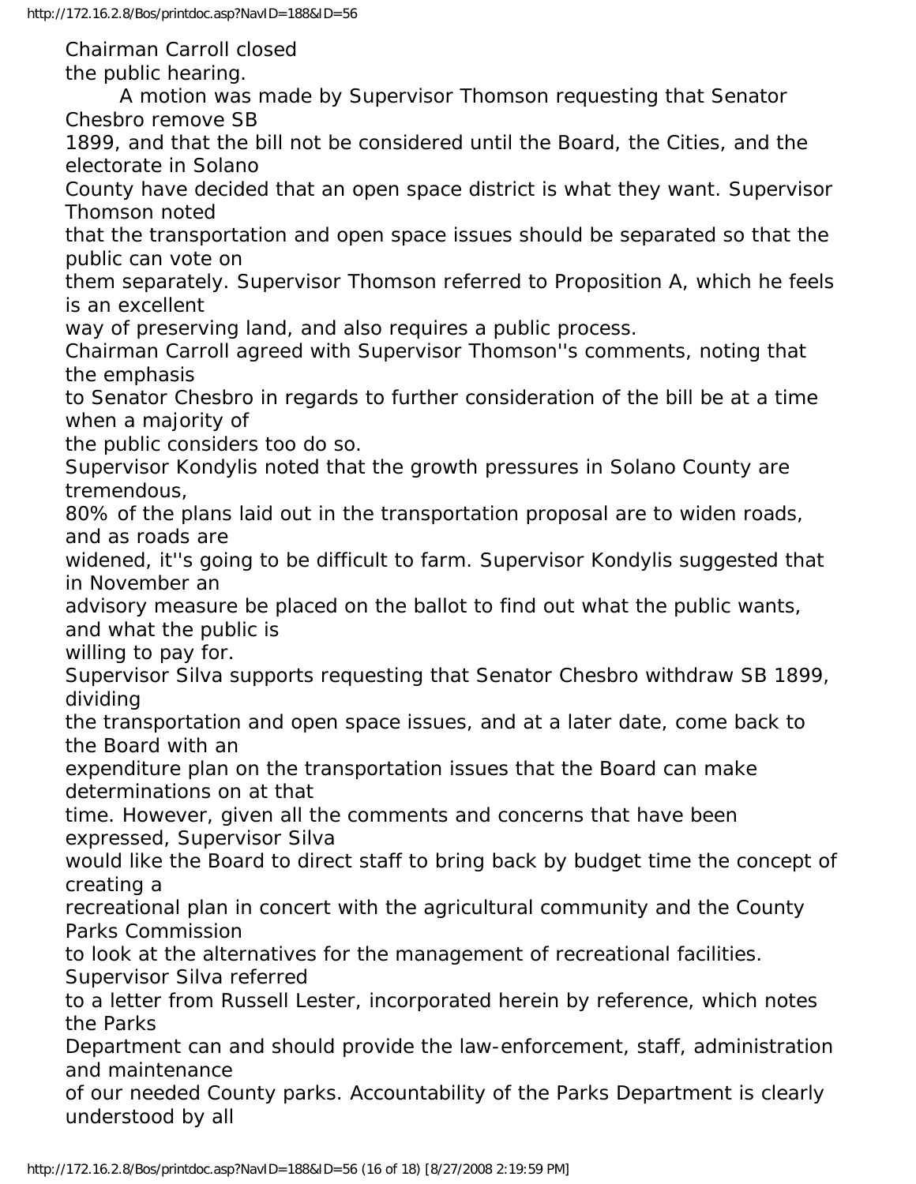Chairman Carroll closed the public hearing.

A motion was made by Supervisor Thomson requesting that Senator Chesbro remove SB 1899, and that the bill not be considered until the Board, the Cities, and the electorate in Solano County have decided that an open space district is what they want. Supervisor Thomson noted that the transportation and open space issues should be separated so that the public can vote on them separately. Supervisor Thomson referred to Proposition A, which he feels is an excellent way of preserving land, and also requires a public process.

Chairman Carroll agreed with Supervisor Thomson''s comments, noting that the emphasis to Senator Chesbro in regards to further consideration of the bill be at a time when a majority of the public considers too do so.

Supervisor Kondylis noted that the growth pressures in Solano County are tremendous, 80% of the plans laid out in the transportation proposal are to widen roads, and as roads are widened, it''s going to be difficult to farm. Supervisor Kondylis suggested that in November an advisory measure be placed on the ballot to find out what the public wants, and what the public is willing to pay for.

Supervisor Silva supports requesting that Senator Chesbro withdraw SB 1899, dividing the transportation and open space issues, and at a later date, come back to the Board with an expenditure plan on the transportation issues that the Board can make determinations on at that time. However, given all the comments and concerns that have been expressed, Supervisor Silva would like the Board to direct staff to bring back by budget time the concept of creating a recreational plan in concert with the agricultural community and the County Parks Commission to look at the alternatives for the management of recreational facilities. Supervisor Silva referred to a letter from Russell Lester, incorporated herein by reference, which notes the Parks Department can and should provide the law-enforcement, staff, administration and maintenance of our needed County parks. Accountability of the Parks Department is clearly understood by all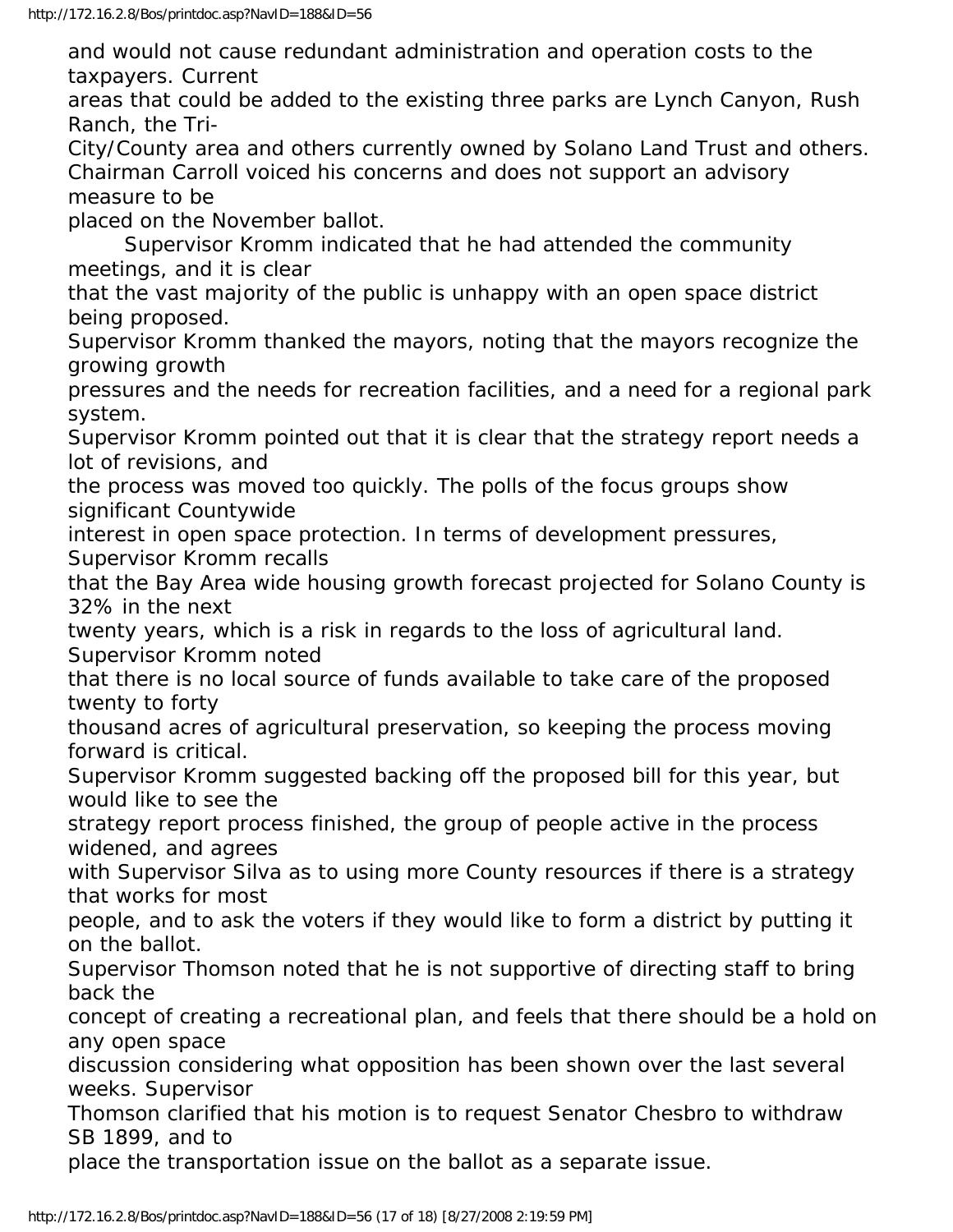and would not cause redundant administration and operation costs to the taxpayers. Current areas that could be added to the existing three parks are Lynch Canyon, Rush Ranch, the Tri-City/County area and others currently owned by Solano Land Trust and others. Chairman Carroll voiced his concerns and does not support an advisory measure to be placed on the November ballot.

Supervisor Kromm indicated that he had attended the community meetings, and it is clear that the vast majority of the public is unhappy with an open space district being proposed. Supervisor Kromm thanked the mayors, noting that the mayors recognize the growing growth pressures and the needs for recreation facilities, and a need for a regional park system. Supervisor Kromm pointed out that it is clear that the strategy report needs a lot of revisions, and the process was moved too quickly. The polls of the focus groups show significant Countywide interest in open space protection. In terms of development pressures, Supervisor Kromm recalls that the Bay Area wide housing growth forecast projected for Solano County is 32% in the next twenty years, which is a risk in regards to the loss of agricultural land. Supervisor Kromm noted that there is no local source of funds available to take care of the proposed twenty to forty thousand acres of agricultural preservation, so keeping the process moving forward is critical. Supervisor Kromm suggested backing off the proposed bill for this year, but would like to see the strategy report process finished, the group of people active in the process widened, and agrees with Supervisor Silva as to using more County resources if there is a strategy that works for most people, and to ask the voters if they would like to form a district by putting it on the ballot.

Supervisor Thomson noted that he is not supportive of directing staff to bring back the concept of creating a recreational plan, and feels that there should be a hold on any open space discussion considering what opposition has been shown over the last several weeks. Supervisor Thomson clarified that his motion is to request Senator Chesbro to withdraw SB 1899, and to place the transportation issue on the ballot as a separate issue.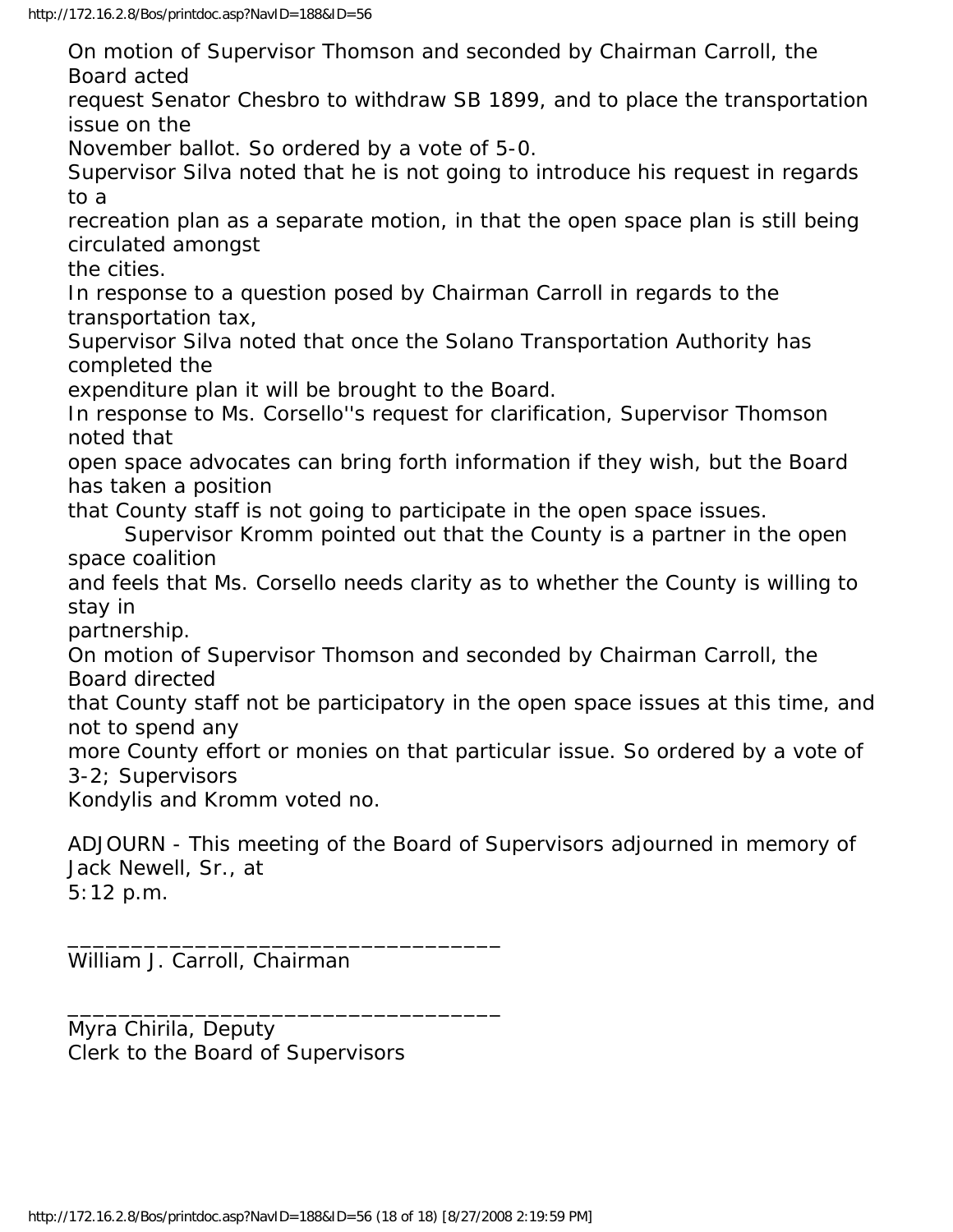On motion of Supervisor Thomson and seconded by Chairman Carroll, the Board acted request Senator Chesbro to withdraw SB 1899, and to place the transportation issue on the November ballot. So ordered by a vote of 5-0.

Supervisor Silva noted that he is not going to introduce his request in regards to a recreation plan as a separate motion, in that the open space plan is still being circulated amongst the cities.

In response to a question posed by Chairman Carroll in regards to the transportation tax, Supervisor Silva noted that once the Solano Transportation Authority has completed the expenditure plan it will be brought to the Board.

In response to Ms. Corsello''s request for clarification, Supervisor Thomson noted that open space advocates can bring forth information if they wish, but the Board has taken a position that County staff is not going to participate in the open space issues.

Supervisor Kromm pointed out that the County is a partner in the open space coalition and feels that Ms. Corsello needs clarity as to whether the County is willing to stay in partnership.

On motion of Supervisor Thomson and seconded by Chairman Carroll, the Board directed that County staff not be participatory in the open space issues at this time, and not to spend any more County effort or monies on that particular issue. So ordered by a vote of 3-2; Supervisors Kondylis and Kromm voted no.

ADJOURN - This meeting of the Board of Supervisors adjourned in memory of Jack Newell, Sr., at 5:12 p.m.

___________________________________

William J. Carroll, Chairman

___________________________________

Myra Chirila, Deputy
Clerk to the Board of Supervisors